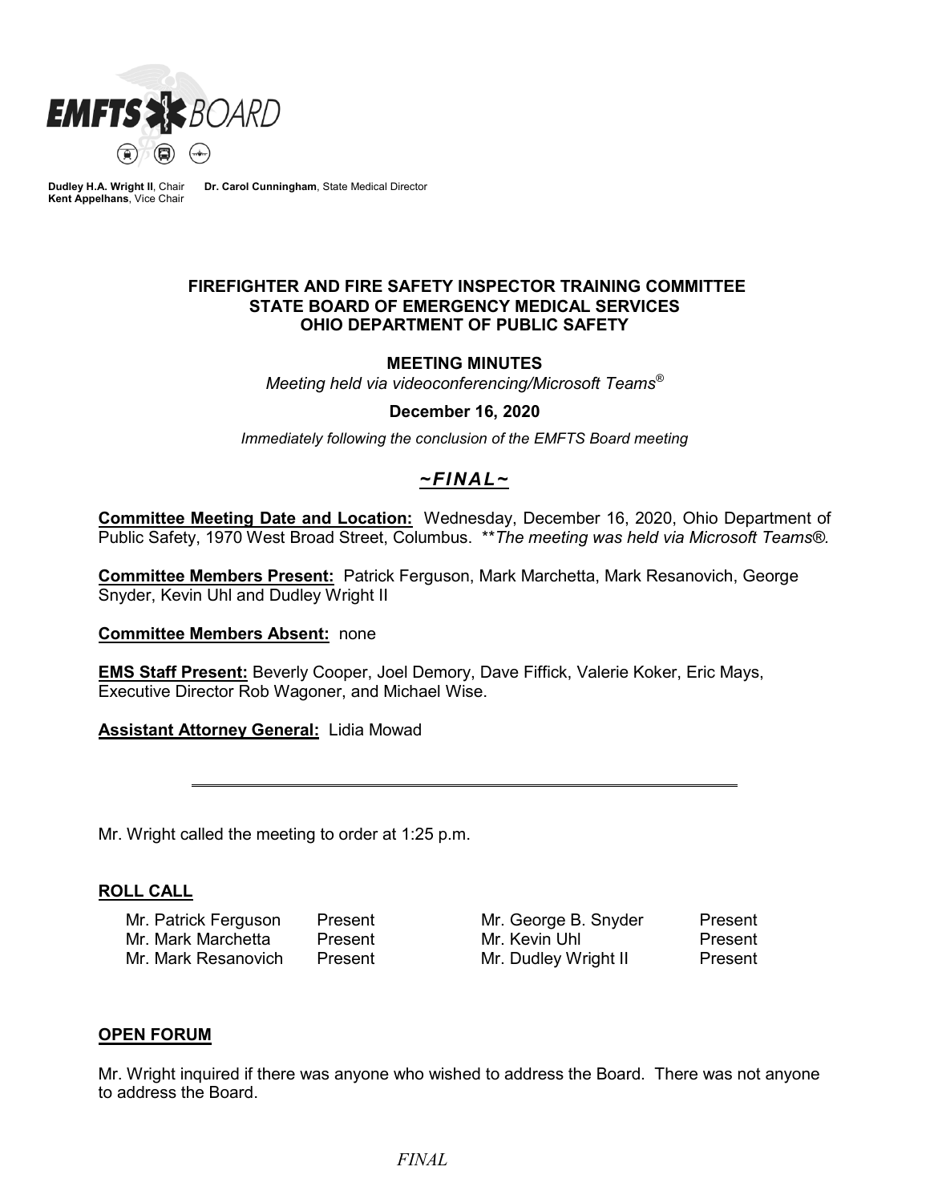EMFTS BOARD

**Dudley H.A. Wright II**, Chair
**Kent Appelhans**, Vice Chair
**Dr. Carol Cunningham**, State Medical Director

# FIREFIGHTER AND FIRE SAFETY INSPECTOR TRAINING COMMITTEE
# STATE BOARD OF EMERGENCY MEDICAL SERVICES
# OHIO DEPARTMENT OF PUBLIC SAFETY

## MEETING MINUTES

*Meeting held via videoconferencing/Microsoft Teams®*

**December 16, 2020**

*Immediately following the conclusion of the EMFTS Board meeting*

***~FINAL~***

**Committee Meeting Date and Location:** Wednesday, December 16, 2020, Ohio Department of Public Safety, 1970 West Broad Street, Columbus. ***\*The meeting was held via Microsoft Teams®.*

**Committee Members Present:** Patrick Ferguson, Mark Marchetta, Mark Resanovich, George Snyder, Kevin Uhl and Dudley Wright II

**Committee Members Absent:** none

**EMS Staff Present:** Beverly Cooper, Joel Demory, Dave Fiffick, Valerie Koker, Eric Mays, Executive Director Rob Wagoner, and Michael Wise.

**Assistant Attorney General:** Lidia Mowad

---

Mr. Wright called the meeting to order at 1:25 p.m.

### ROLL CALL

| | | | |
|---|---|---|---|
| Mr. Patrick Ferguson | Present | Mr. George B. Snyder | Present |
| Mr. Mark Marchetta | Present | Mr. Kevin Uhl | Present |
| Mr. Mark Resanovich | Present | Mr. Dudley Wright II | Present |

### OPEN FORUM

Mr. Wright inquired if there was anyone who wished to address the Board. There was not anyone to address the Board.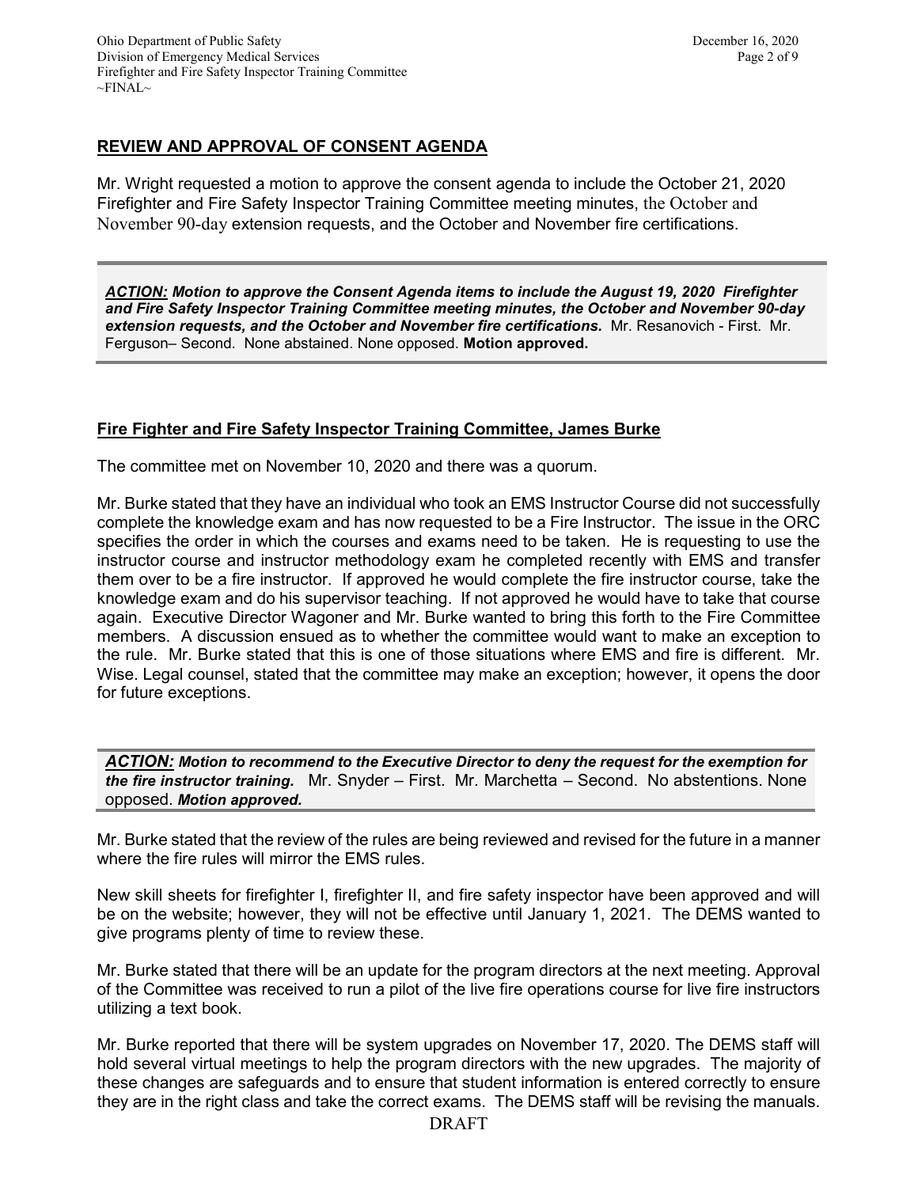## REVIEW AND APPROVAL OF CONSENT AGENDA

Mr. Wright requested a motion to approve the consent agenda to include the October 21, 2020 Firefighter and Fire Safety Inspector Training Committee meeting minutes, the October and November 90-day extension requests, and the October and November fire certifications.

> ***ACTION:*** ***Motion to approve the Consent Agenda items to include the August 19, 2020 Firefighter and Fire Safety Inspector Training Committee meeting minutes, the October and November 90-day extension requests, and the October and November fire certifications.*** Mr. Resanovich - First. Mr. Ferguson– Second. None abstained. None opposed. **Motion approved.**

## Fire Fighter and Fire Safety Inspector Training Committee, James Burke

The committee met on November 10, 2020 and there was a quorum.

Mr. Burke stated that they have an individual who took an EMS Instructor Course did not successfully complete the knowledge exam and has now requested to be a Fire Instructor. The issue in the ORC specifies the order in which the courses and exams need to be taken. He is requesting to use the instructor course and instructor methodology exam he completed recently with EMS and transfer them over to be a fire instructor. If approved he would complete the fire instructor course, take the knowledge exam and do his supervisor teaching. If not approved he would have to take that course again. Executive Director Wagoner and Mr. Burke wanted to bring this forth to the Fire Committee members. A discussion ensued as to whether the committee would want to make an exception to the rule. Mr. Burke stated that this is one of those situations where EMS and fire is different. Mr. Wise. Legal counsel, stated that the committee may make an exception; however, it opens the door for future exceptions.

> ***ACTION:*** ***Motion to recommend to the Executive Director to deny the request for the exemption for the fire instructor training.*** Mr. Snyder – First. Mr. Marchetta – Second. No abstentions. None opposed. ***Motion approved.***

Mr. Burke stated that the review of the rules are being reviewed and revised for the future in a manner where the fire rules will mirror the EMS rules.

New skill sheets for firefighter I, firefighter II, and fire safety inspector have been approved and will be on the website; however, they will not be effective until January 1, 2021. The DEMS wanted to give programs plenty of time to review these.

Mr. Burke stated that there will be an update for the program directors at the next meeting. Approval of the Committee was received to run a pilot of the live fire operations course for live fire instructors utilizing a text book.

Mr. Burke reported that there will be system upgrades on November 17, 2020. The DEMS staff will hold several virtual meetings to help the program directors with the new upgrades. The majority of these changes are safeguards and to ensure that student information is entered correctly to ensure they are in the right class and take the correct exams. The DEMS staff will be revising the manuals.

DRAFT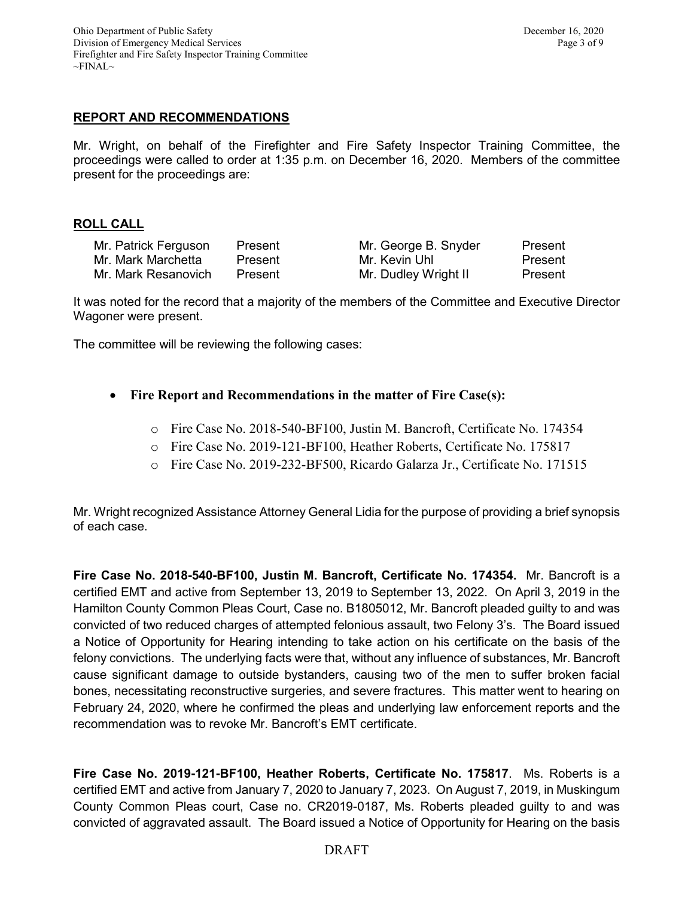## REPORT AND RECOMMENDATIONS

Mr. Wright, on behalf of the Firefighter and Fire Safety Inspector Training Committee, the proceedings were called to order at 1:35 p.m. on December 16, 2020. Members of the committee present for the proceedings are:

## ROLL CALL

| | | | |
|---|---|---|---|
| Mr. Patrick Ferguson | Present | Mr. George B. Snyder | Present |
| Mr. Mark Marchetta | Present | Mr. Kevin Uhl | Present |
| Mr. Mark Resanovich | Present | Mr. Dudley Wright II | Present |

It was noted for the record that a majority of the members of the Committee and Executive Director Wagoner were present.

The committee will be reviewing the following cases:

- **Fire Report and Recommendations in the matter of Fire Case(s):**
  - Fire Case No. 2018-540-BF100, Justin M. Bancroft, Certificate No. 174354
  - Fire Case No. 2019-121-BF100, Heather Roberts, Certificate No. 175817
  - Fire Case No. 2019-232-BF500, Ricardo Galarza Jr., Certificate No. 171515

Mr. Wright recognized Assistance Attorney General Lidia for the purpose of providing a brief synopsis of each case.

**Fire Case No. 2018-540-BF100, Justin M. Bancroft, Certificate No. 174354.** Mr. Bancroft is a certified EMT and active from September 13, 2019 to September 13, 2022. On April 3, 2019 in the Hamilton County Common Pleas Court, Case no. B1805012, Mr. Bancroft pleaded guilty to and was convicted of two reduced charges of attempted felonious assault, two Felony 3's. The Board issued a Notice of Opportunity for Hearing intending to take action on his certificate on the basis of the felony convictions. The underlying facts were that, without any influence of substances, Mr. Bancroft cause significant damage to outside bystanders, causing two of the men to suffer broken facial bones, necessitating reconstructive surgeries, and severe fractures. This matter went to hearing on February 24, 2020, where he confirmed the pleas and underlying law enforcement reports and the recommendation was to revoke Mr. Bancroft's EMT certificate.

**Fire Case No. 2019-121-BF100, Heather Roberts, Certificate No. 175817**. Ms. Roberts is a certified EMT and active from January 7, 2020 to January 7, 2023. On August 7, 2019, in Muskingum County Common Pleas court, Case no. CR2019-0187, Ms. Roberts pleaded guilty to and was convicted of aggravated assault. The Board issued a Notice of Opportunity for Hearing on the basis

DRAFT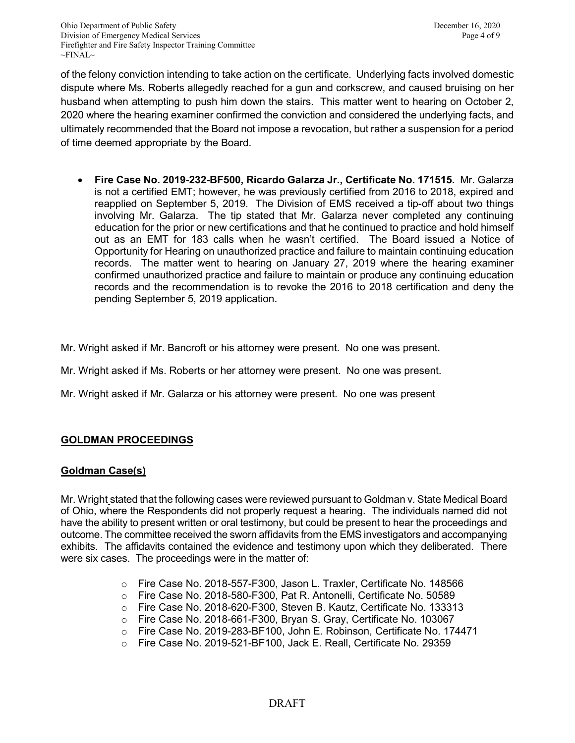of the felony conviction intending to take action on the certificate. Underlying facts involved domestic dispute where Ms. Roberts allegedly reached for a gun and corkscrew, and caused bruising on her husband when attempting to push him down the stairs. This matter went to hearing on October 2, 2020 where the hearing examiner confirmed the conviction and considered the underlying facts, and ultimately recommended that the Board not impose a revocation, but rather a suspension for a period of time deemed appropriate by the Board.

- **Fire Case No. 2019-232-BF500, Ricardo Galarza Jr., Certificate No. 171515.** Mr. Galarza is not a certified EMT; however, he was previously certified from 2016 to 2018, expired and reapplied on September 5, 2019. The Division of EMS received a tip-off about two things involving Mr. Galarza. The tip stated that Mr. Galarza never completed any continuing education for the prior or new certifications and that he continued to practice and hold himself out as an EMT for 183 calls when he wasn't certified. The Board issued a Notice of Opportunity for Hearing on unauthorized practice and failure to maintain continuing education records. The matter went to hearing on January 27, 2019 where the hearing examiner confirmed unauthorized practice and failure to maintain or produce any continuing education records and the recommendation is to revoke the 2016 to 2018 certification and deny the pending September 5, 2019 application.

Mr. Wright asked if Mr. Bancroft or his attorney were present. No one was present.

Mr. Wright asked if Ms. Roberts or her attorney were present. No one was present.

Mr. Wright asked if Mr. Galarza or his attorney were present. No one was present

## GOLDMAN PROCEEDINGS

### Goldman Case(s)

Mr. Wright stated that the following cases were reviewed pursuant to Goldman v. State Medical Board of Ohio, where the Respondents did not properly request a hearing. The individuals named did not have the ability to present written or oral testimony, but could be present to hear the proceedings and outcome. The committee received the sworn affidavits from the EMS investigators and accompanying exhibits. The affidavits contained the evidence and testimony upon which they deliberated. There were six cases. The proceedings were in the matter of:

- Fire Case No. 2018-557-F300, Jason L. Traxler, Certificate No. 148566
- Fire Case No. 2018-580-F300, Pat R. Antonelli, Certificate No. 50589
- Fire Case No. 2018-620-F300, Steven B. Kautz, Certificate No. 133313
- Fire Case No. 2018-661-F300, Bryan S. Gray, Certificate No. 103067
- Fire Case No. 2019-283-BF100, John E. Robinson, Certificate No. 174471
- Fire Case No. 2019-521-BF100, Jack E. Reall, Certificate No. 29359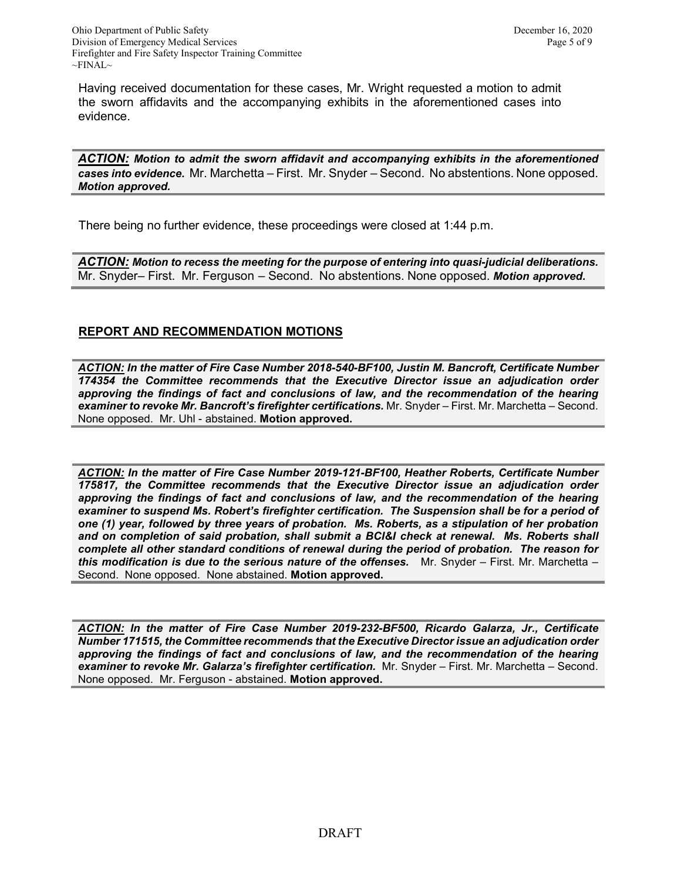Having received documentation for these cases, Mr. Wright requested a motion to admit the sworn affidavits and the accompanying exhibits in the aforementioned cases into evidence.

***ACTION:*** ***Motion to admit the sworn affidavit and accompanying exhibits in the aforementioned cases into evidence.*** Mr. Marchetta – First. Mr. Snyder – Second. No abstentions. None opposed. ***Motion approved.***

There being no further evidence, these proceedings were closed at 1:44 p.m.

***ACTION:*** ***Motion to recess the meeting for the purpose of entering into quasi-judicial deliberations.*** Mr. Snyder– First. Mr. Ferguson – Second. No abstentions. None opposed. ***Motion approved.***

## REPORT AND RECOMMENDATION MOTIONS

***ACTION:*** ***In the matter of Fire Case Number 2018-540-BF100, Justin M. Bancroft, Certificate Number 174354 the Committee recommends that the Executive Director issue an adjudication order approving the findings of fact and conclusions of law, and the recommendation of the hearing examiner to revoke Mr. Bancroft's firefighter certifications.*** Mr. Snyder – First. Mr. Marchetta – Second. None opposed. Mr. Uhl - abstained. **Motion approved.**

***ACTION:*** ***In the matter of Fire Case Number 2019-121-BF100, Heather Roberts, Certificate Number 175817, the Committee recommends that the Executive Director issue an adjudication order approving the findings of fact and conclusions of law, and the recommendation of the hearing examiner to suspend Ms. Robert's firefighter certification. The Suspension shall be for a period of one (1) year, followed by three years of probation. Ms. Roberts, as a stipulation of her probation and on completion of said probation, shall submit a BCI&I check at renewal. Ms. Roberts shall complete all other standard conditions of renewal during the period of probation. The reason for this modification is due to the serious nature of the offenses.*** Mr. Snyder – First. Mr. Marchetta – Second. None opposed. None abstained. **Motion approved.**

***ACTION:*** ***In the matter of Fire Case Number 2019-232-BF500, Ricardo Galarza, Jr., Certificate Number 171515, the Committee recommends that the Executive Director issue an adjudication order approving the findings of fact and conclusions of law, and the recommendation of the hearing examiner to revoke Mr. Galarza's firefighter certification.*** Mr. Snyder – First. Mr. Marchetta – Second. None opposed. Mr. Ferguson - abstained. **Motion approved.**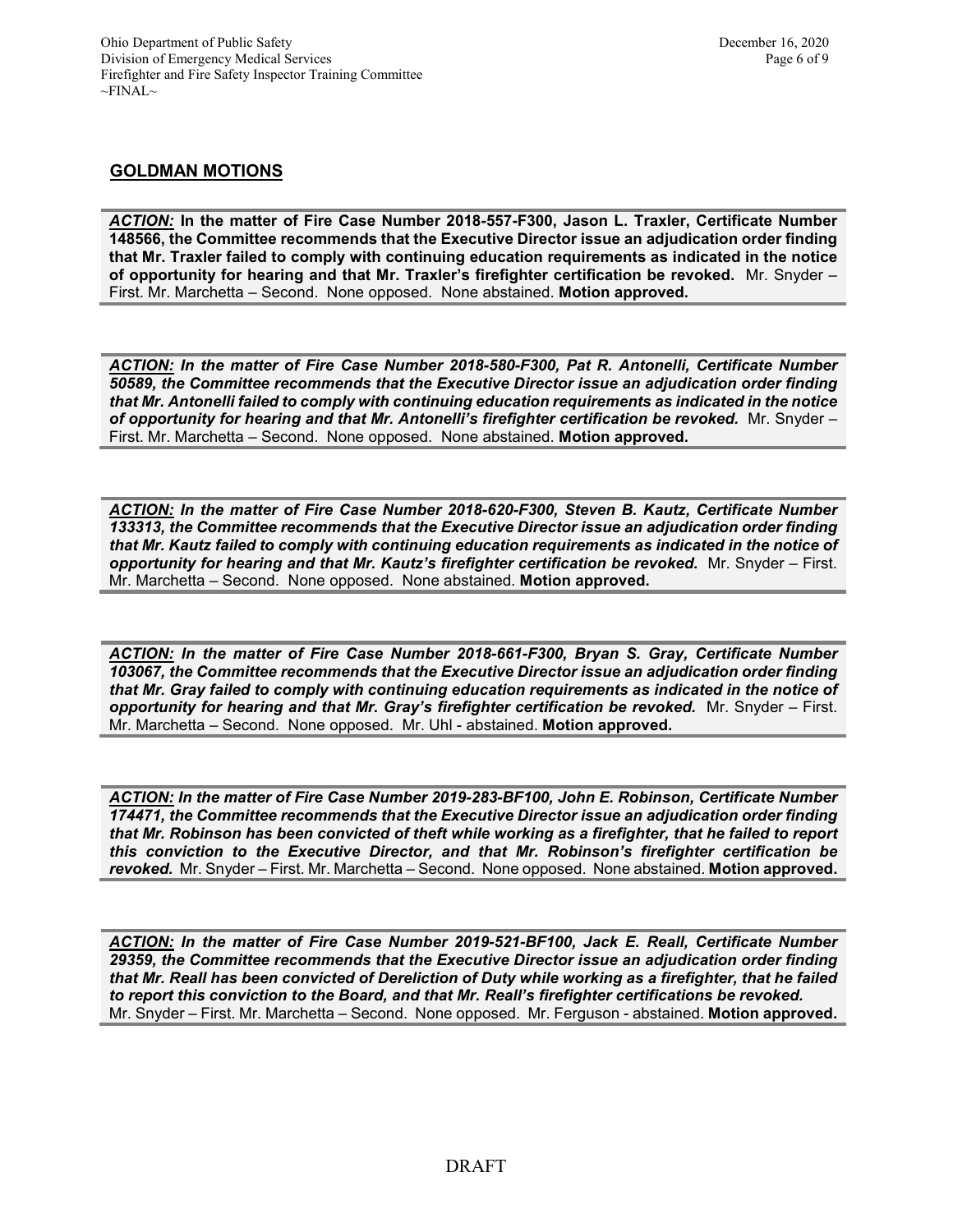## GOLDMAN MOTIONS

***ACTION:*** **In the matter of Fire Case Number 2018-557-F300, Jason L. Traxler, Certificate Number 148566, the Committee recommends that the Executive Director issue an adjudication order finding that Mr. Traxler failed to comply with continuing education requirements as indicated in the notice of opportunity for hearing and that Mr. Traxler's firefighter certification be revoked.** Mr. Snyder – First. Mr. Marchetta – Second. None opposed. None abstained. **Motion approved.**

***ACTION:*** ***In the matter of Fire Case Number 2018-580-F300, Pat R. Antonelli, Certificate Number 50589, the Committee recommends that the Executive Director issue an adjudication order finding that Mr. Antonelli failed to comply with continuing education requirements as indicated in the notice of opportunity for hearing and that Mr. Antonelli's firefighter certification be revoked.*** Mr. Snyder – First. Mr. Marchetta – Second. None opposed. None abstained. **Motion approved.**

***ACTION:*** ***In the matter of Fire Case Number 2018-620-F300, Steven B. Kautz, Certificate Number 133313, the Committee recommends that the Executive Director issue an adjudication order finding that Mr. Kautz failed to comply with continuing education requirements as indicated in the notice of opportunity for hearing and that Mr. Kautz's firefighter certification be revoked.*** Mr. Snyder – First. Mr. Marchetta – Second. None opposed. None abstained. **Motion approved.**

***ACTION:*** ***In the matter of Fire Case Number 2018-661-F300, Bryan S. Gray, Certificate Number 103067, the Committee recommends that the Executive Director issue an adjudication order finding that Mr. Gray failed to comply with continuing education requirements as indicated in the notice of opportunity for hearing and that Mr. Gray's firefighter certification be revoked.*** Mr. Snyder – First. Mr. Marchetta – Second. None opposed. Mr. Uhl - abstained. **Motion approved.**

***ACTION:*** ***In the matter of Fire Case Number 2019-283-BF100, John E. Robinson, Certificate Number 174471, the Committee recommends that the Executive Director issue an adjudication order finding that Mr. Robinson has been convicted of theft while working as a firefighter, that he failed to report this conviction to the Executive Director, and that Mr. Robinson's firefighter certification be revoked.*** Mr. Snyder – First. Mr. Marchetta – Second. None opposed. None abstained. **Motion approved.**

***ACTION:*** ***In the matter of Fire Case Number 2019-521-BF100, Jack E. Reall, Certificate Number 29359, the Committee recommends that the Executive Director issue an adjudication order finding that Mr. Reall has been convicted of Dereliction of Duty while working as a firefighter, that he failed to report this conviction to the Board, and that Mr. Reall's firefighter certifications be revoked.*** Mr. Snyder – First. Mr. Marchetta – Second. None opposed. Mr. Ferguson - abstained. **Motion approved.**

DRAFT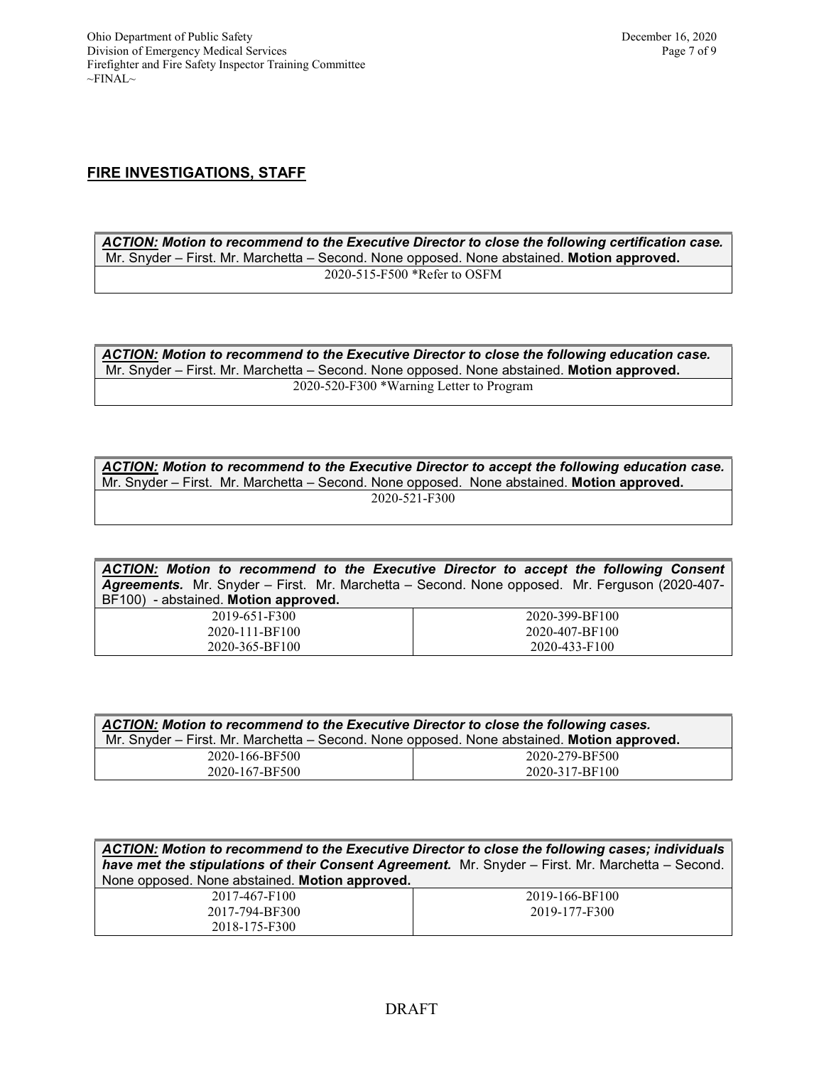## FIRE INVESTIGATIONS, STAFF

| ***ACTION:*** ***Motion to recommend to the Executive Director to close the following certification case.*** Mr. Snyder – First. Mr. Marchetta – Second. None opposed. None abstained. **Motion approved.** |
|---|
| 2020-515-F500 *Refer to OSFM |

| ***ACTION:*** ***Motion to recommend to the Executive Director to close the following education case.*** Mr. Snyder – First. Mr. Marchetta – Second. None opposed. None abstained. **Motion approved.** |
|---|
| 2020-520-F300 *Warning Letter to Program |

| ***ACTION:*** ***Motion to recommend to the Executive Director to accept the following education case.*** Mr. Snyder – First. Mr. Marchetta – Second. None opposed. None abstained. **Motion approved.** |
|---|
| 2020-521-F300 |

| ***ACTION:*** ***Motion to recommend to the Executive Director to accept the following Consent Agreements.*** Mr. Snyder – First. Mr. Marchetta – Second. None opposed. Mr. Ferguson (2020-407-BF100) - abstained. **Motion approved.** | |
|---|---|
| 2019-651-F300 | 2020-399-BF100 |
| 2020-111-BF100 | 2020-407-BF100 |
| 2020-365-BF100 | 2020-433-F100 |

| ***ACTION:*** ***Motion to recommend to the Executive Director to close the following cases.*** Mr. Snyder – First. Mr. Marchetta – Second. None opposed. None abstained. **Motion approved.** | |
|---|---|
| 2020-166-BF500 | 2020-279-BF500 |
| 2020-167-BF500 | 2020-317-BF100 |

| ***ACTION:*** ***Motion to recommend to the Executive Director to close the following cases; individuals have met the stipulations of their Consent Agreement.*** Mr. Snyder – First. Mr. Marchetta – Second. None opposed. None abstained. **Motion approved.** | |
|---|---|
| 2017-467-F100 | 2019-166-BF100 |
| 2017-794-BF300 | 2019-177-F300 |
| 2018-175-F300 | |

DRAFT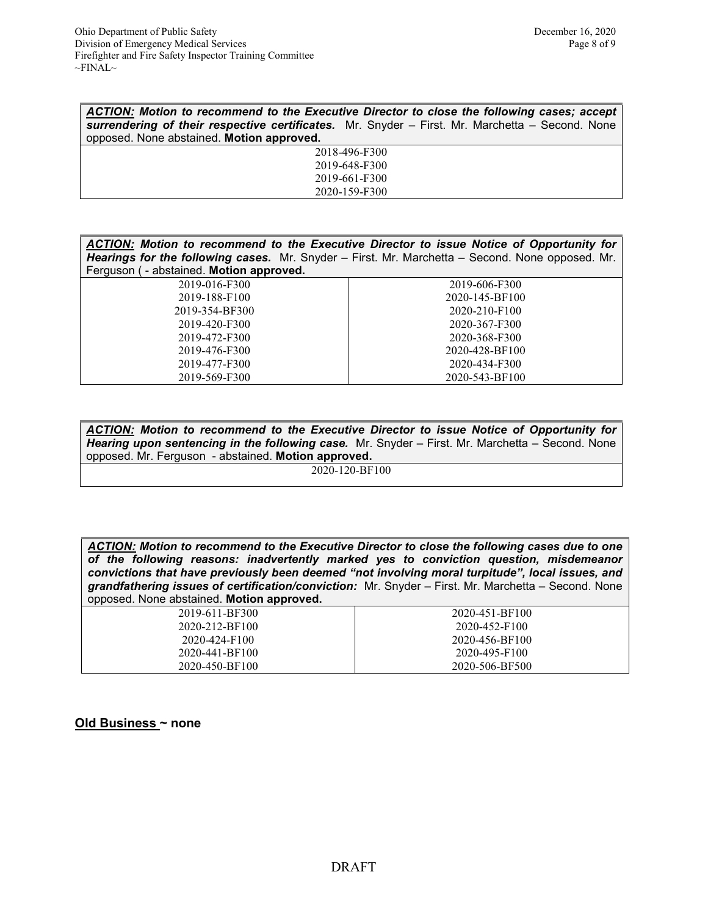| ***ACTION:*** ***Motion to recommend to the Executive Director to close the following cases; accept surrendering of their respective certificates.*** Mr. Snyder – First. Mr. Marchetta – Second. None opposed. None abstained. **Motion approved.** |
|---|
| 2018-496-F300 |
| 2019-648-F300 |
| 2019-661-F300 |
| 2020-159-F300 |

| ***ACTION:*** ***Motion to recommend to the Executive Director to issue Notice of Opportunity for Hearings for the following cases.*** Mr. Snyder – First. Mr. Marchetta – Second. None opposed. Mr. Ferguson ( - abstained. **Motion approved.** | |
|---|---|
| 2019-016-F300 | 2019-606-F300 |
| 2019-188-F100 | 2020-145-BF100 |
| 2019-354-BF300 | 2020-210-F100 |
| 2019-420-F300 | 2020-367-F300 |
| 2019-472-F300 | 2020-368-F300 |
| 2019-476-F300 | 2020-428-BF100 |
| 2019-477-F300 | 2020-434-F300 |
| 2019-569-F300 | 2020-543-BF100 |

| ***ACTION:*** ***Motion to recommend to the Executive Director to issue Notice of Opportunity for Hearing upon sentencing in the following case.*** Mr. Snyder – First. Mr. Marchetta – Second. None opposed. Mr. Ferguson - abstained. **Motion approved.** |
|---|
| 2020-120-BF100 |

| ***ACTION:*** ***Motion to recommend to the Executive Director to close the following cases due to one of the following reasons: inadvertently marked yes to conviction question, misdemeanor convictions that have previously been deemed "not involving moral turpitude", local issues, and grandfathering issues of certification/conviction:*** Mr. Snyder – First. Mr. Marchetta – Second. None opposed. None abstained. **Motion approved.** | |
|---|---|
| 2019-611-BF300 | 2020-451-BF100 |
| 2020-212-BF100 | 2020-452-F100 |
| 2020-424-F100 | 2020-456-BF100 |
| 2020-441-BF100 | 2020-495-F100 |
| 2020-450-BF100 | 2020-506-BF500 |

**Old Business ~ none**

DRAFT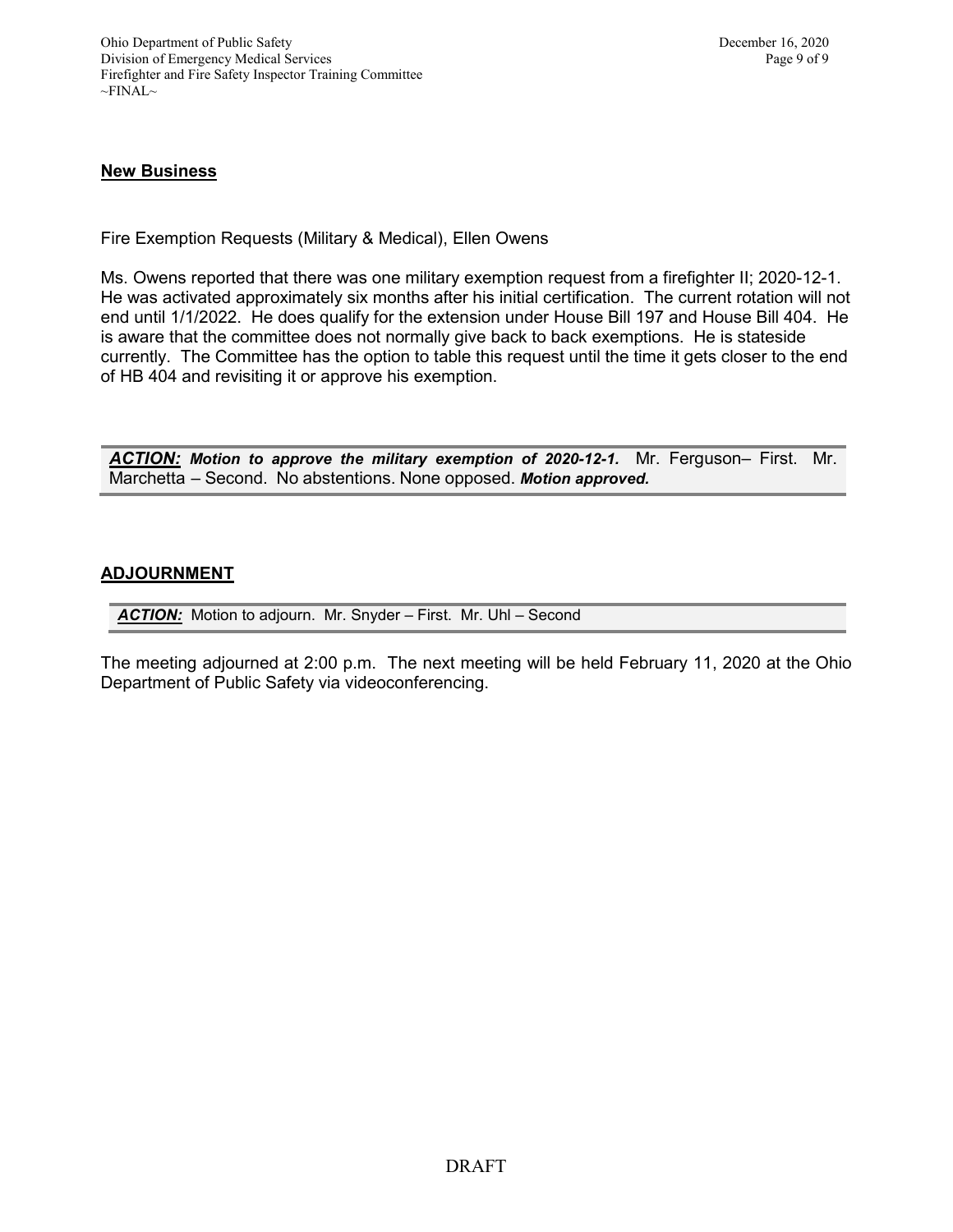## New Business

Fire Exemption Requests (Military & Medical), Ellen Owens

Ms. Owens reported that there was one military exemption request from a firefighter II; 2020-12-1. He was activated approximately six months after his initial certification. The current rotation will not end until 1/1/2022. He does qualify for the extension under House Bill 197 and House Bill 404. He is aware that the committee does not normally give back to back exemptions. He is stateside currently. The Committee has the option to table this request until the time it gets closer to the end of HB 404 and revisiting it or approve his exemption.

***ACTION:*** ***Motion to approve the military exemption of 2020-12-1.*** Mr. Ferguson– First. Mr. Marchetta – Second. No abstentions. None opposed. ***Motion approved.***

## ADJOURNMENT

***ACTION:*** Motion to adjourn. Mr. Snyder – First. Mr. Uhl – Second

The meeting adjourned at 2:00 p.m. The next meeting will be held February 11, 2020 at the Ohio Department of Public Safety via videoconferencing.

DRAFT